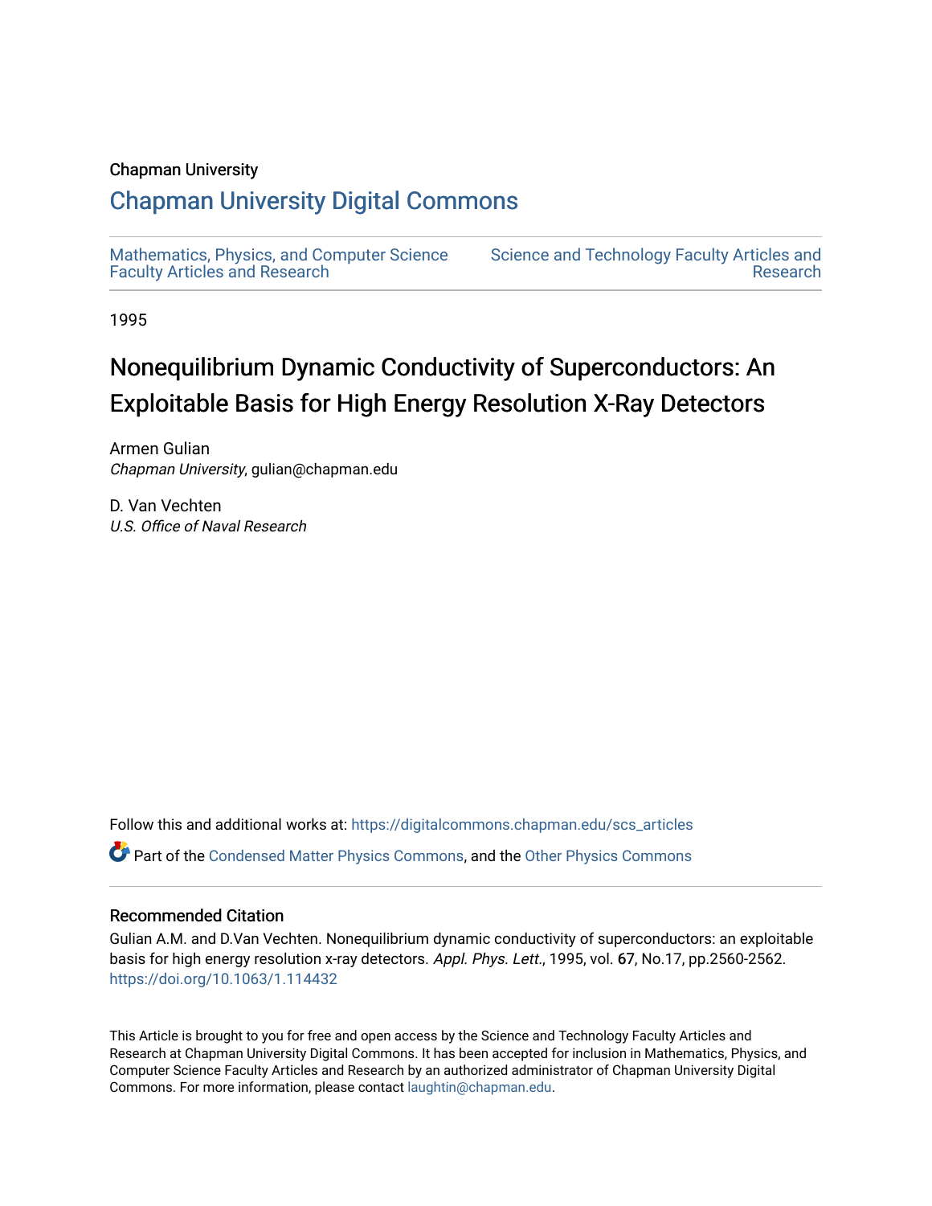Chapman University

## Chapman University Digital Commons

Mathematics, Physics, and Computer Science Faculty Articles and Research

Science and Technology Faculty Articles and Research

1995

# Nonequilibrium Dynamic Conductivity of Superconductors: An Exploitable Basis for High Energy Resolution X-Ray Detectors

Armen Gulian
*Chapman University*, gulian@chapman.edu

D. Van Vechten
*U.S. Office of Naval Research*

Follow this and additional works at: https://digitalcommons.chapman.edu/scs_articles

Part of the Condensed Matter Physics Commons, and the Other Physics Commons

### Recommended Citation

Gulian A.M. and D.Van Vechten. Nonequilibrium dynamic conductivity of superconductors: an exploitable basis for high energy resolution x-ray detectors. *Appl. Phys. Lett.*, 1995, vol. 67, No.17, pp.2560-2562. https://doi.org/10.1063/1.114432

This Article is brought to you for free and open access by the Science and Technology Faculty Articles and Research at Chapman University Digital Commons. It has been accepted for inclusion in Mathematics, Physics, and Computer Science Faculty Articles and Research by an authorized administrator of Chapman University Digital Commons. For more information, please contact laughtin@chapman.edu.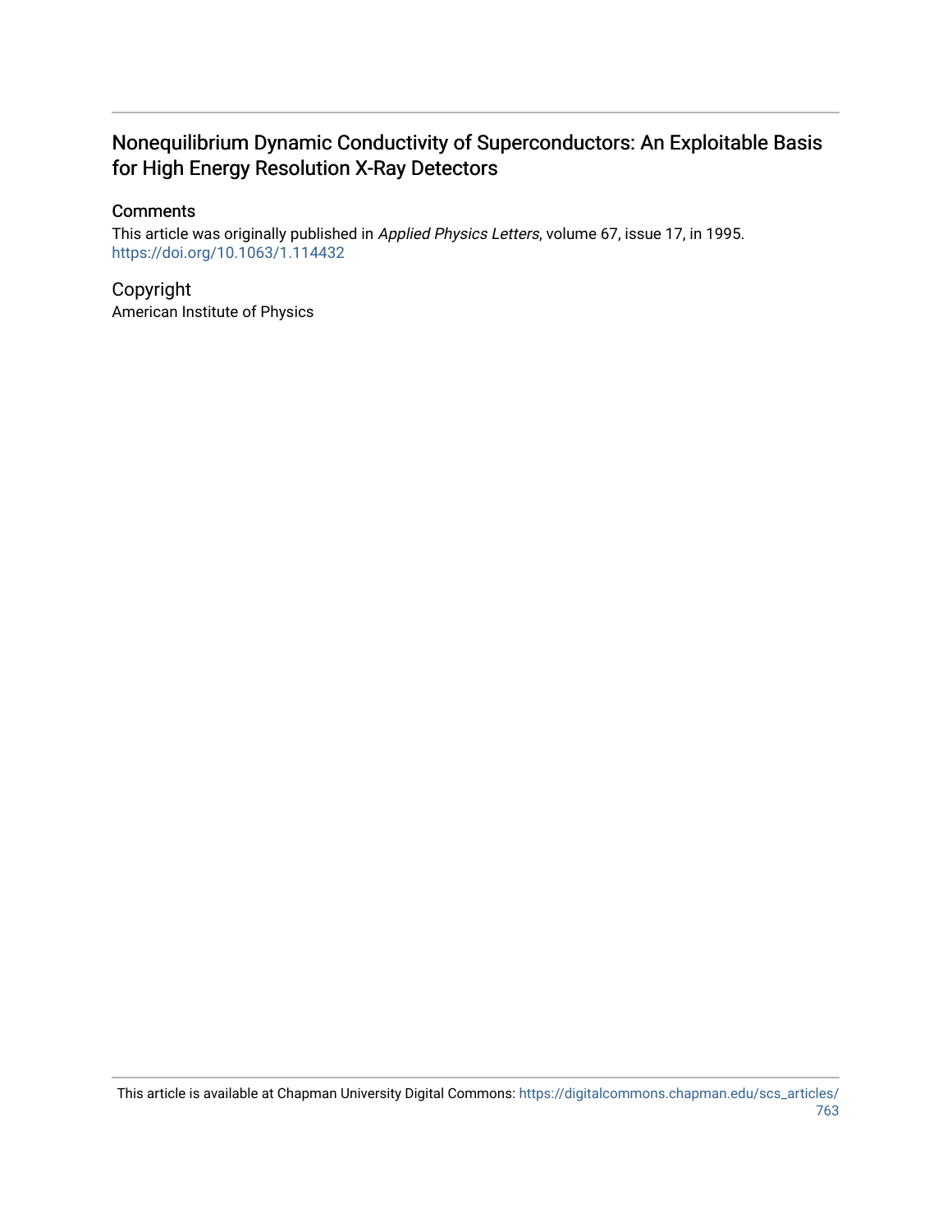# Nonequilibrium Dynamic Conductivity of Superconductors: An Exploitable Basis for High Energy Resolution X-Ray Detectors

## Comments

This article was originally published in *Applied Physics Letters*, volume 67, issue 17, in 1995. https://doi.org/10.1063/1.114432

## Copyright

American Institute of Physics

This article is available at Chapman University Digital Commons: https://digitalcommons.chapman.edu/scs_articles/763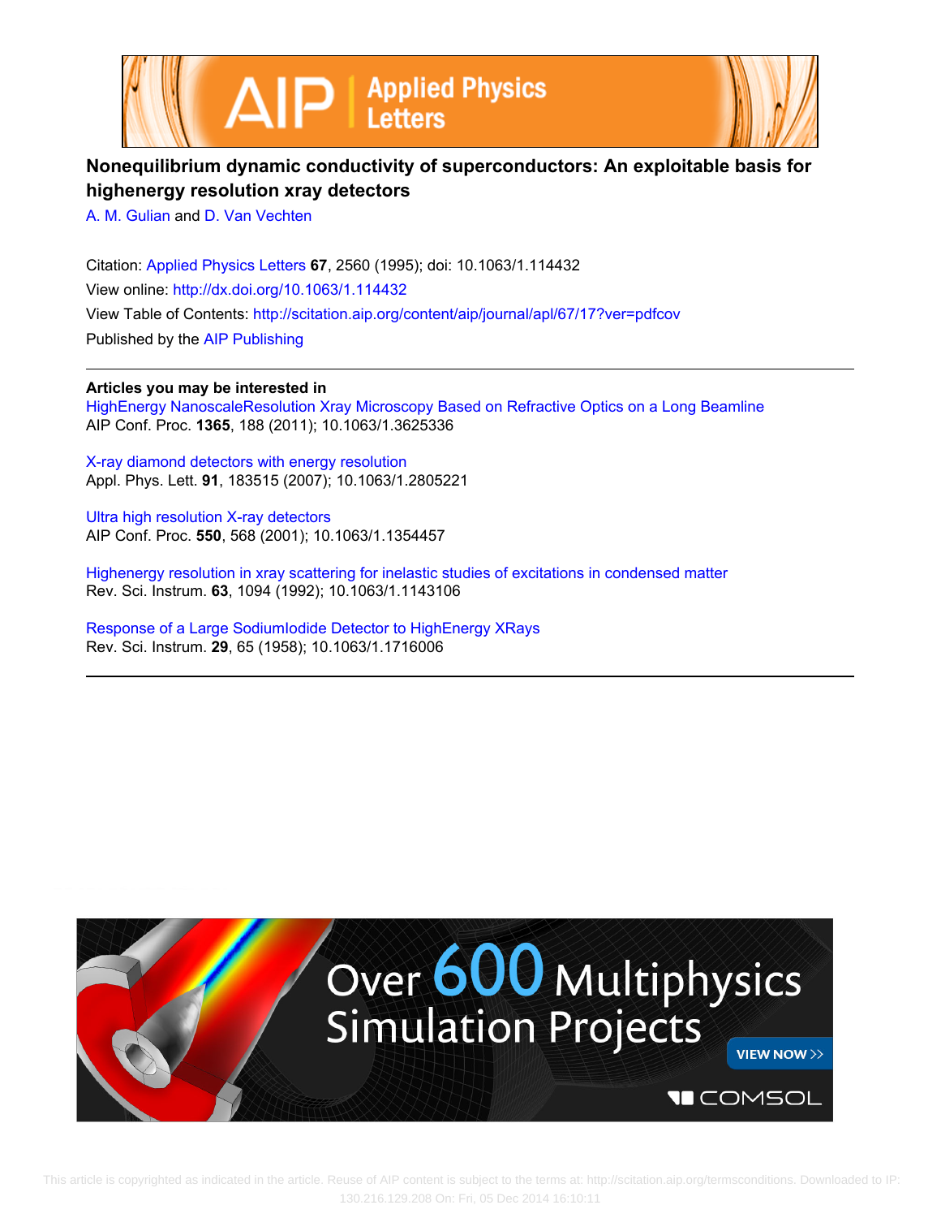# Nonequilibrium dynamic conductivity of superconductors: An exploitable basis for highenergy resolution xray detectors

A. M. Gulian and D. Van Vechten

Citation: Applied Physics Letters **67**, 2560 (1995); doi: 10.1063/1.114432

View online: http://dx.doi.org/10.1063/1.114432

View Table of Contents: http://scitation.aip.org/content/aip/journal/apl/67/17?ver=pdfcov

Published by the AIP Publishing

---

**Articles you may be interested in**

HighEnergy NanoscaleResolution Xray Microscopy Based on Refractive Optics on a Long Beamline
AIP Conf. Proc. **1365**, 188 (2011); 10.1063/1.3625336

X-ray diamond detectors with energy resolution
Appl. Phys. Lett. **91**, 183515 (2007); 10.1063/1.2805221

Ultra high resolution X-ray detectors
AIP Conf. Proc. **550**, 568 (2001); 10.1063/1.1354457

Highenergy resolution in xray scattering for inelastic studies of excitations in condensed matter
Rev. Sci. Instrum. **63**, 1094 (1992); 10.1063/1.1143106

Response of a Large SodiumIodide Detector to HighEnergy XRays
Rev. Sci. Instrum. **29**, 65 (1958); 10.1063/1.1716006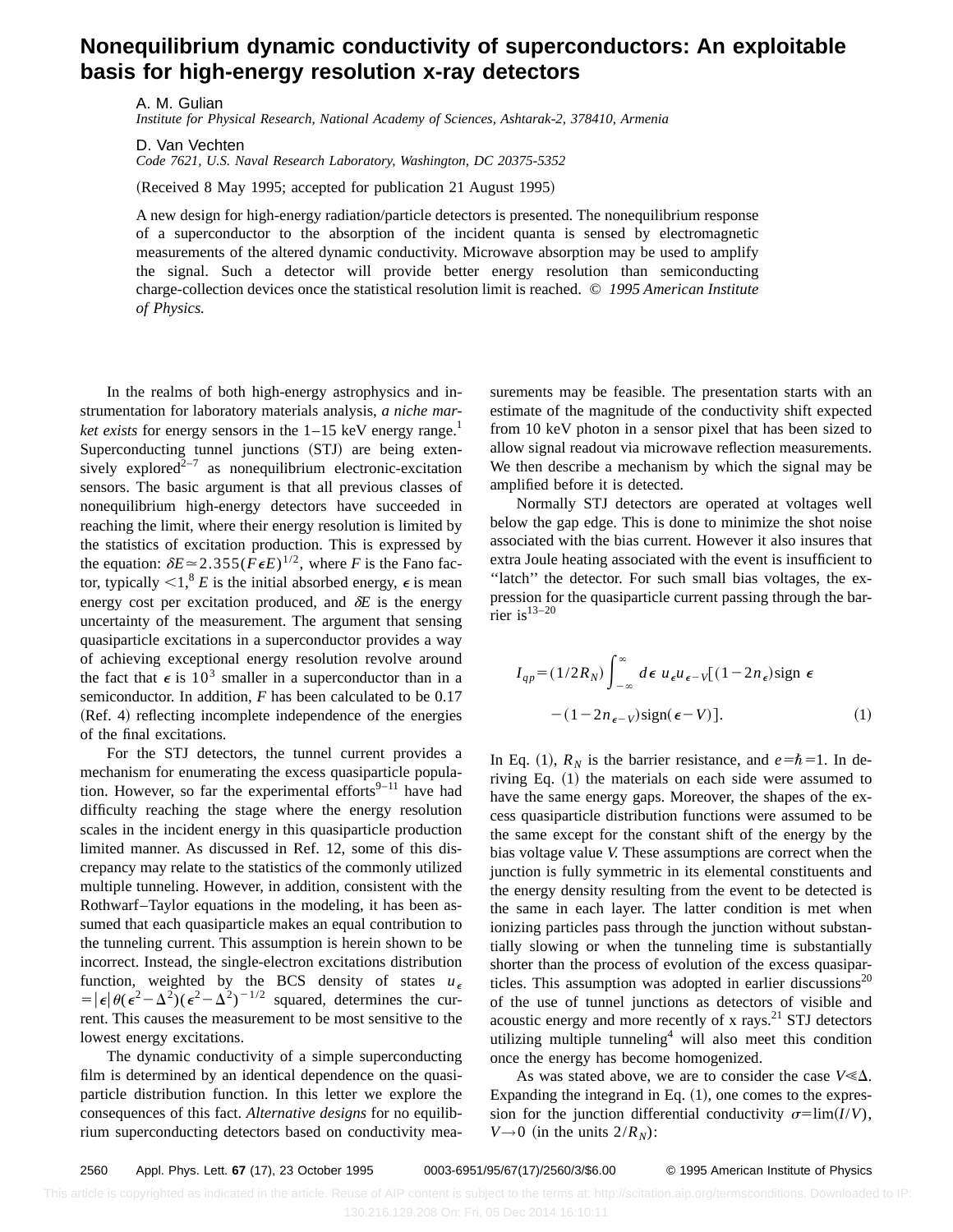# Nonequilibrium dynamic conductivity of superconductors: An exploitable basis for high-energy resolution x-ray detectors

A. M. Gulian
*Institute for Physical Research, National Academy of Sciences, Ashtarak-2, 378410, Armenia*

D. Van Vechten
*Code 7621, U.S. Naval Research Laboratory, Washington, DC 20375-5352*

(Received 8 May 1995; accepted for publication 21 August 1995)

A new design for high-energy radiation/particle detectors is presented. The nonequilibrium response of a superconductor to the absorption of the incident quanta is sensed by electromagnetic measurements of the altered dynamic conductivity. Microwave absorption may be used to amplify the signal. Such a detector will provide better energy resolution than semiconducting charge-collection devices once the statistical resolution limit is reached. © *1995 American Institute of Physics.*

In the realms of both high-energy astrophysics and instrumentation for laboratory materials analysis, *a niche market exists* for energy sensors in the 1–15 keV energy range.[1] Superconducting tunnel junctions (STJ) are being extensively explored[2–7] as nonequilibrium electronic-excitation sensors. The basic argument is that all previous classes of nonequilibrium high-energy detectors have succeeded in reaching the limit, where their energy resolution is limited by the statistics of excitation production. This is expressed by the equation: $\delta E \simeq 2.355(F\epsilon E)^{1/2}$, where $F$ is the Fano factor, typically $<1$,[8] $E$ is the initial absorbed energy, $\epsilon$ is mean energy cost per excitation produced, and $\delta E$ is the energy uncertainty of the measurement. The argument that sensing quasiparticle excitations in a superconductor provides a way of achieving exceptional energy resolution revolve around the fact that $\epsilon$ is $10^3$ smaller in a superconductor than in a semiconductor. In addition, $F$ has been calculated to be 0.17 (Ref. 4) reflecting incomplete independence of the energies of the final excitations.

For the STJ detectors, the tunnel current provides a mechanism for enumerating the excess quasiparticle population. However, so far the experimental efforts[9–11] have had difficulty reaching the stage where the energy resolution scales in the incident energy in this quasiparticle production limited manner. As discussed in Ref. 12, some of this discrepancy may relate to the statistics of the commonly utilized multiple tunneling. However, in addition, consistent with the Rothwarf–Taylor equations in the modeling, it has been assumed that each quasiparticle makes an equal contribution to the tunneling current. This assumption is herein shown to be incorrect. Instead, the single-electron excitations distribution function, weighted by the BCS density of states $u_\epsilon = |\epsilon|\theta(\epsilon^2-\Delta^2)(\epsilon^2-\Delta^2)^{-1/2}$ squared, determines the current. This causes the measurement to be most sensitive to the lowest energy excitations.

The dynamic conductivity of a simple superconducting film is determined by an identical dependence on the quasiparticle distribution function. In this letter we explore the consequences of this fact. *Alternative designs* for no equilibrium superconducting detectors based on conductivity measurements may be feasible. The presentation starts with an estimate of the magnitude of the conductivity shift expected from 10 keV photon in a sensor pixel that has been sized to allow signal readout via microwave reflection measurements. We then describe a mechanism by which the signal may be amplified before it is detected.

Normally STJ detectors are operated at voltages well below the gap edge. This is done to minimize the shot noise associated with the bias current. However it also insures that extra Joule heating associated with the event is insufficient to "latch" the detector. For such small bias voltages, the expression for the quasiparticle current passing through the barrier is[13–20]

$$I_{qp} = (1/2R_N)\int_{-\infty}^{\infty} d\epsilon\, u_\epsilon u_{\epsilon-V}[(1-2n_\epsilon)\text{sign}\,\epsilon - (1-2n_{\epsilon-V})\text{sign}(\epsilon-V)]. \tag{1}$$

In Eq. (1), $R_N$ is the barrier resistance, and $e=\hbar=1$. In deriving Eq. (1) the materials on each side were assumed to have the same energy gaps. Moreover, the shapes of the excess quasiparticle distribution functions were assumed to be the same except for the constant shift of the energy by the bias voltage value $V$. These assumptions are correct when the junction is fully symmetric in its elemental constituents and the energy density resulting from the event to be detected is the same in each layer. The latter condition is met when ionizing particles pass through the junction without substantially slowing or when the tunneling time is substantially shorter than the process of evolution of the excess quasiparticles. This assumption was adopted in earlier discussions[20] of the use of tunnel junctions as detectors of visible and acoustic energy and more recently of x rays.[21] STJ detectors utilizing multiple tunneling[4] will also meet this condition once the energy has become homogenized.

As was stated above, we are to consider the case $V \ll \Delta$. Expanding the integrand in Eq. (1), one comes to the expression for the junction differential conductivity $\sigma = \lim(I/V)$, $V \to 0$ (in the units $2/R_N$):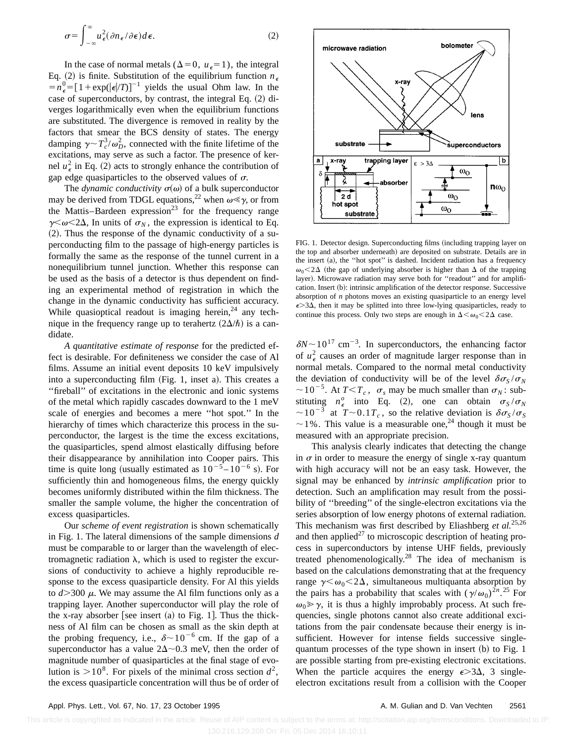$$\sigma = \int_{-\infty}^{\infty} u_\epsilon^2 (\partial n_\epsilon / \partial \epsilon) d\epsilon. \quad (2)$$

In the case of normal metals ($\Delta=0$, $u_\epsilon=1$), the integral Eq. (2) is finite. Substitution of the equilibrium function $n_\epsilon = n_\epsilon^0 = [1+\exp(|\epsilon|/T)]^{-1}$ yields the usual Ohm law. In the case of superconductors, by contrast, the integral Eq. (2) diverges logarithmically even when the equilibrium functions are substituted. The divergence is removed in reality by the factors that smear the BCS density of states. The energy damping $\gamma \sim T_c^3/\omega_D^2$, connected with the finite lifetime of the excitations, may serve as such a factor. The presence of kernel $u_\epsilon^2$ in Eq. (2) acts to strongly enhance the contribution of gap edge quasiparticles to the observed values of $\sigma$.

The *dynamic conductivity* $\sigma(\omega)$ of a bulk superconductor may be derived from TDGL equations,[22] when $\omega \ll \gamma$, or from the Mattis–Bardeen expression[23] for the frequency range $\gamma < \omega < 2\Delta$, In units of $\sigma_N$, the expression is identical to Eq. (2). Thus the response of the dynamic conductivity of a superconducting film to the passage of high-energy particles is formally the same as the response of the tunnel current in a nonequilibrium tunnel junction. Whether this response can be used as the basis of a detector is thus dependent on finding an experimental method of registration in which the change in the dynamic conductivity has sufficient accuracy. While quasioptical readout is imaging herein,[24] any technique in the frequency range up to terahertz ($2\Delta/\hbar$) is a candidate.

*A quantitative estimate of response* for the predicted effect is desirable. For definiteness we consider the case of Al films. Assume an initial event deposits 10 keV impulsively into a superconducting film (Fig. 1, inset a). This creates a "fireball" of excitations in the electronic and ionic systems of the metal which rapidly cascades downward to the 1 meV scale of energies and becomes a mere "hot spot." In the hierarchy of times which characterize this process in the superconductor, the largest is the time the excess excitations, the quasiparticles, spend almost elastically diffusing before their disappearance by annihilation into Cooper pairs. This time is quite long (usually estimated as $10^{-5}$–$10^{-6}$ s). For sufficiently thin and homogeneous films, the energy quickly becomes uniformly distributed within the film thickness. The smaller the sample volume, the higher the concentration of excess quasiparticles.

Our *scheme of event registration* is shown schematically in Fig. 1. The lateral dimensions of the sample dimensions $d$ must be comparable to or larger than the wavelength of electromagnetic radiation $\lambda$, which is used to register the excursions of conductivity to achieve a highly reproducible response to the excess quasiparticle density. For Al this yields to $d > 300\ \mu$. We may assume the Al film functions only as a trapping layer. Another superconductor will play the role of the x-ray absorber [see insert (a) to Fig. 1]. Thus the thickness of Al film can be chosen as small as the skin depth at the probing frequency, i.e., $\delta \sim 10^{-6}$ cm. If the gap of a superconductor has a value $2\Delta \sim 0.3$ meV, then the order of magnitude number of quasiparticles at the final stage of evolution is $> 10^8$. For pixels of the minimal cross section $d^2$, the excess quasiparticle concentration will thus be of order of $\delta N \sim 10^{17}$ cm$^{-3}$. In superconductors, the enhancing factor of $u_\epsilon^2$ causes an order of magnitude larger response than in normal metals. Compared to the normal metal conductivity the deviation of conductivity will be of the level $\delta\sigma_S/\sigma_N \sim 10^{-5}$. At $T < T_c$, $\sigma_s$ may be much smaller than $\sigma_N$: substituting $n_\epsilon^o$ into Eq. (2), one can obtain $\sigma_S/\sigma_N \sim 10^{-3}$ at $T \sim 0.1 T_c$, so the relative deviation is $\delta\sigma_S/\sigma_S \sim 1\%$. This value is a measurable one,[24] though it must be measured with an appropriate precision.

FIG. 1. Detector design. Superconducting films (including trapping layer on the top and absorber underneath) are deposited on substrate. Details are in the insert (a), the "hot spot" is dashed. Incident radiation has a frequency $\omega_0 < 2\Delta$ (the gap of underlying absorber is higher than $\Delta$ of the trapping layer). Microwave radiation may serve both for "readout" and for amplification. Insert (b): intrinsic amplification of the detector response. Successive absorption of $n$ photons moves an existing quasiparticle to an energy level $\epsilon > 3\Delta$, then it may be splitted into three low-lying quasiparticles, ready to continue this process. Only two steps are enough in $\Delta < \omega_0 < 2\Delta$ case.

This analysis clearly indicates that detecting the change in $\sigma$ in order to measure the energy of single x-ray quantum with high accuracy will not be an easy task. However, the signal may be enhanced by *intrinsic amplification* prior to detection. Such an amplification may result from the possibility of "breeding" of the single-electron excitations via the series absorption of low energy photons of external radiation. This mechanism was first described by Eliashberg *et al.*[25,26] and then applied[27] to microscopic description of heating process in superconductors by intense UHF fields, previously treated phenomenologically.[28] The idea of mechanism is based on the calculations demonstrating that at the frequency range $\gamma < \omega_0 < 2\Delta$, simultaneous multiquanta absorption by the pairs has a probability that scales with $(\gamma/\omega_0)^{2n}$.[25] For $\omega_0 \gg \gamma$, it is thus a highly improbably process. At such frequencies, single photons cannot also create additional excitations from the pair condensate because their energy is insufficient. However for intense fields successive single-quantum processes of the type shown in insert (b) to Fig. 1 are possible starting from pre-existing electronic excitations. When the particle acquires the energy $\epsilon > 3\Delta$, 3 single-electron excitations result from a collision with the Cooper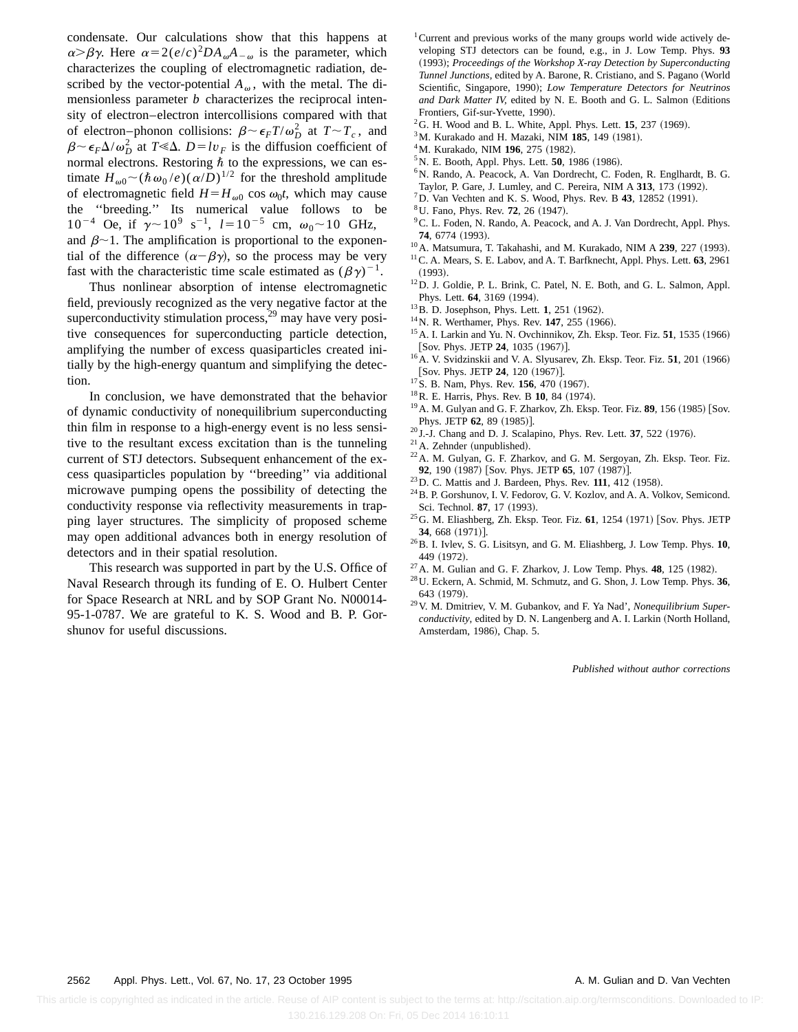condensate. Our calculations show that this happens at $\alpha > \beta\gamma$. Here $\alpha = 2(e/c)^2 D A_{\omega} A_{-\omega}$ is the parameter, which characterizes the coupling of electromagnetic radiation, described by the vector-potential $A_{\omega}$, with the metal. The dimensionless parameter $b$ characterizes the reciprocal intensity of electron–electron intercollisions compared with that of electron–phonon collisions: $\beta \sim \epsilon_F T/\omega_D^2$ at $T \sim T_c$, and $\beta \sim \epsilon_F \Delta/\omega_D^2$ at $T \ll \Delta$. $D = l v_F$ is the diffusion coefficient of normal electrons. Restoring $\hbar$ to the expressions, we can estimate $H_{\omega 0} \sim (\hbar \omega_0/e)(\alpha/D)^{1/2}$ for the threshold amplitude of electromagnetic field $H = H_{\omega 0} \cos \omega_0 t$, which may cause the ''breeding.'' Its numerical value follows to be $10^{-4}$ Oe, if $\gamma \sim 10^9$ s$^{-1}$, $l = 10^{-5}$ cm, $\omega_0 \sim 10$ GHz, and $\beta \sim 1$. The amplification is proportional to the exponential of the difference $(\alpha - \beta\gamma)$, so the process may be very fast with the characteristic time scale estimated as $(\beta\gamma)^{-1}$.

Thus nonlinear absorption of intense electromagnetic field, previously recognized as the very negative factor at the superconductivity stimulation process,[29] may have very positive consequences for superconducting particle detection, amplifying the number of excess quasiparticles created initially by the high-energy quantum and simplifying the detection.

In conclusion, we have demonstrated that the behavior of dynamic conductivity of nonequilibrium superconducting thin film in response to a high-energy event is no less sensitive to the resultant excess excitation than is the tunneling current of STJ detectors. Subsequent enhancement of the excess quasiparticles population by ''breeding'' via additional microwave pumping opens the possibility of detecting the conductivity response via reflectivity measurements in trapping layer structures. The simplicity of proposed scheme may open additional advances both in energy resolution of detectors and in their spatial resolution.

This research was supported in part by the U.S. Office of Naval Research through its funding of E. O. Hulbert Center for Space Research at NRL and by SOP Grant No. N00014-95-1-0787. We are grateful to K. S. Wood and B. P. Gorshunov for useful discussions.

[1] Current and previous works of the many groups world wide actively developing STJ detectors can be found, e.g., in J. Low Temp. Phys. **93** (1993); *Proceedings of the Workshop X-ray Detection by Superconducting Tunnel Junctions*, edited by A. Barone, R. Cristiano, and S. Pagano (World Scientific, Singapore, 1990); *Low Temperature Detectors for Neutrinos and Dark Matter IV*, edited by N. E. Booth and G. L. Salmon (Editions Frontiers, Gif-sur-Yvette, 1990).

[2] G. H. Wood and B. L. White, Appl. Phys. Lett. **15**, 237 (1969).

[3] M. Kurakado and H. Mazaki, NIM **185**, 149 (1981).

[4] M. Kurakado, NIM **196**, 275 (1982).

[5] N. E. Booth, Appl. Phys. Lett. **50**, 1986 (1986).

[6] N. Rando, A. Peacock, A. Van Dordrecht, C. Foden, R. Englhardt, B. G. Taylor, P. Gare, J. Lumley, and C. Pereira, NIM A **313**, 173 (1992).

[7] D. Van Vechten and K. S. Wood, Phys. Rev. B **43**, 12852 (1991).

[8] U. Fano, Phys. Rev. **72**, 26 (1947).

[9] C. L. Foden, N. Rando, A. Peacock, and A. J. Van Dordrecht, Appl. Phys. **74**, 6774 (1993).

[10] A. Matsumura, T. Takahashi, and M. Kurakado, NIM A **239**, 227 (1993).

[11] C. A. Mears, S. E. Labov, and A. T. Barfknecht, Appl. Phys. Lett. **63**, 2961 (1993).

[12] D. J. Goldie, P. L. Brink, C. Patel, N. E. Both, and G. L. Salmon, Appl. Phys. Lett. **64**, 3169 (1994).

[13] B. D. Josephson, Phys. Lett. **1**, 251 (1962).

[14] N. R. Werthamer, Phys. Rev. **147**, 255 (1966).

[15] A. I. Larkin and Yu. N. Ovchinnikov, Zh. Eksp. Teor. Fiz. **51**, 1535 (1966) [Sov. Phys. JETP **24**, 1035 (1967)].

[16] A. V. Svidzinskii and V. A. Slyusarev, Zh. Eksp. Teor. Fiz. **51**, 201 (1966) [Sov. Phys. JETP **24**, 120 (1967)].

[17] S. B. Nam, Phys. Rev. **156**, 470 (1967).

[18] R. E. Harris, Phys. Rev. B **10**, 84 (1974).

[19] A. M. Gulyan and G. F. Zharkov, Zh. Eksp. Teor. Fiz. **89**, 156 (1985) [Sov. Phys. JETP **62**, 89 (1985)].

[20] J.-J. Chang and D. J. Scalapino, Phys. Rev. Lett. **37**, 522 (1976).

[21] A. Zehnder (unpublished).

[22] A. M. Gulyan, G. F. Zharkov, and G. M. Sergoyan, Zh. Eksp. Teor. Fiz. **92**, 190 (1987) [Sov. Phys. JETP **65**, 107 (1987)].

[23] D. C. Mattis and J. Bardeen, Phys. Rev. **111**, 412 (1958).

[24] B. P. Gorshunov, I. V. Fedorov, G. V. Kozlov, and A. A. Volkov, Semicond. Sci. Technol. **87**, 17 (1993).

[25] G. M. Eliashberg, Zh. Eksp. Teor. Fiz. **61**, 1254 (1971) [Sov. Phys. JETP **34**, 668 (1971)].

[26] B. I. Ivlev, S. G. Lisitsyn, and G. M. Eliashberg, J. Low Temp. Phys. **10**, 449 (1972).

[27] A. M. Gulian and G. F. Zharkov, J. Low Temp. Phys. **48**, 125 (1982).

[28] U. Eckern, A. Schmid, M. Schmutz, and G. Shon, J. Low Temp. Phys. **36**, 643 (1979).

[29] V. M. Dmitriev, V. M. Gubankov, and F. Ya Nad', *Nonequilibrium Superconductivity*, edited by D. N. Langenberg and A. I. Larkin (North Holland, Amsterdam, 1986), Chap. 5.

*Published without author corrections*